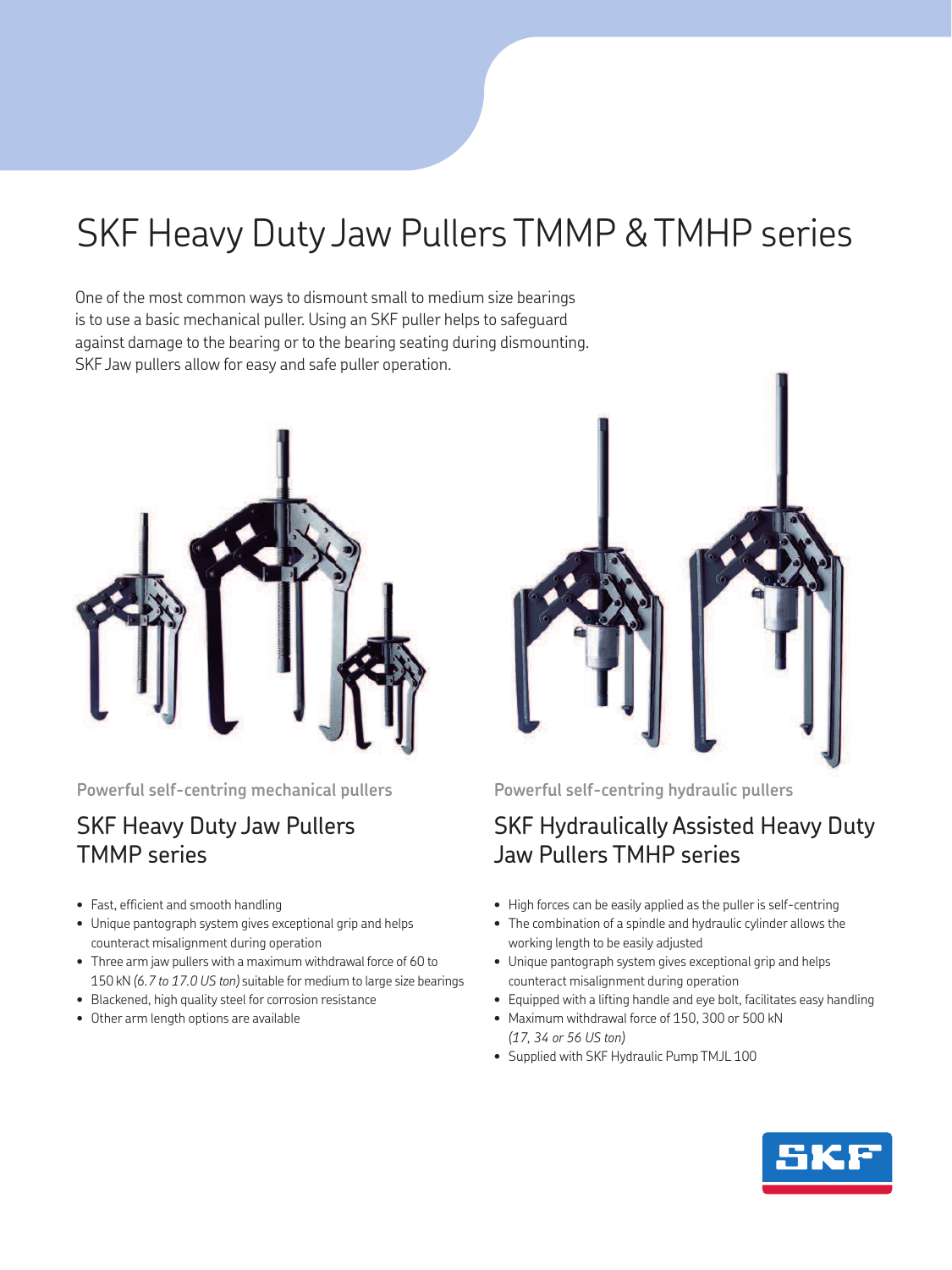# SKF Heavy Duty Jaw Pullers TMMP & TMHP series

One of the most common ways to dismount small to medium size bearings is to use a basic mechanical puller. Using an SKF puller helps to safeguard against damage to the bearing or to the bearing seating during dismounting. SKF Jaw pullers allow for easy and safe puller operation.

**Powerful self-centring mechanical pullers**

## SKF Heavy Duty Jaw Pullers TMMP series

- Fast, efficient and smooth handling
- Unique pantograph system gives exceptional grip and helps counteract misalignment during operation
- Three arm jaw pullers with a maximum withdrawal force of 60 to 150 kN *(6.7 to 17.0 US ton)* suitable for medium to large size bearings
- Blackened, high quality steel for corrosion resistance
- Other arm length options are available

**Powerful self-centring hydraulic pullers**

## SKF Hydraulically Assisted Heavy Duty Jaw Pullers TMHP series

- High forces can be easily applied as the puller is self-centring
- The combination of a spindle and hydraulic cylinder allows the working length to be easily adjusted
- Unique pantograph system gives exceptional grip and helps counteract misalignment during operation
- Equipped with a lifting handle and eye bolt, facilitates easy handling
- Maximum withdrawal force of 150, 300 or 500 kN *(17, 34 or 56 US ton)*
- Supplied with SKF Hydraulic Pump TMJL 100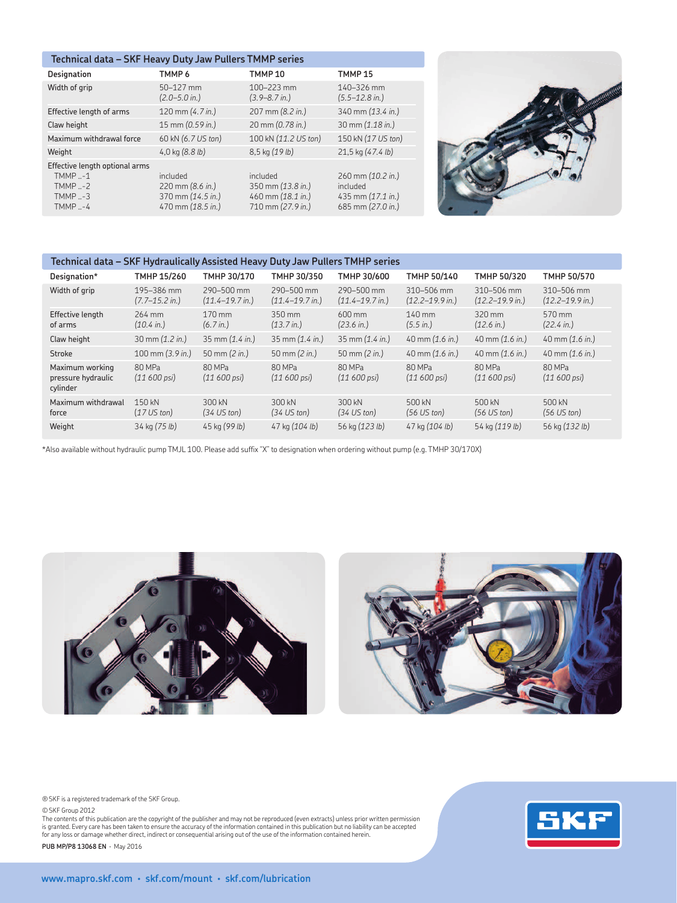## Technical data – SKF Heavy Duty Jaw Pullers TMMP series

| Designation | TMMP 6 | TMMP 10 | TMMP 15 |
|---|---|---|---|
| Width of grip | 50–127 mm (*2.0–5.0 in.*) | 100–223 mm (*3.9–8.7 in.*) | 140–326 mm (*5.5–12.8 in.*) |
| Effective length of arms | 120 mm (*4.7 in.*) | 207 mm (*8.2 in.*) | 340 mm (*13.4 in.*) |
| Claw height | 15 mm (*0.59 in.*) | 20 mm (*0.78 in.*) | 30 mm (*1.18 in.*) |
| Maximum withdrawal force | 60 kN (*6.7 US ton*) | 100 kN (*11.2 US ton*) | 150 kN (*17 US ton*) |
| Weight | 4,0 kg (*8.8 lb*) | 8,5 kg (*19 lb*) | 21,5 kg (*47.4 lb*) |
| Effective length optional arms | | | |
| TMMP ..-1 | included | included | 260 mm (*10.2 in.*) |
| TMMP ..-2 | 220 mm (*8.6 in.*) | 350 mm (*13.8 in.*) | included |
| TMMP ..-3 | 370 mm (*14.5 in.*) | 460 mm (*18.1 in.*) | 435 mm (*17.1 in.*) |
| TMMP ..-4 | 470 mm (*18.5 in.*) | 710 mm (*27.9 in.*) | 685 mm (*27.0 in.*) |

## Technical data – SKF Hydraulically Assisted Heavy Duty Jaw Pullers TMHP series

| Designation* | TMHP 15/260 | TMHP 30/170 | TMHP 30/350 | TMHP 30/600 | TMHP 50/140 | TMHP 50/320 | TMHP 50/570 |
|---|---|---|---|---|---|---|---|
| Width of grip | 195–386 mm (*7.7–15.2 in.*) | 290–500 mm (*11.4–19.7 in.*) | 290–500 mm (*11.4–19.7 in.*) | 290–500 mm (*11.4–19.7 in.*) | 310–506 mm (*12.2–19.9 in.*) | 310–506 mm (*12.2–19.9 in.*) | 310–506 mm (*12.2–19.9 in.*) |
| Effective length of arms | 264 mm (*10.4 in.*) | 170 mm (*6.7 in.*) | 350 mm (*13.7 in.*) | 600 mm (*23.6 in.*) | 140 mm (*5.5 in.*) | 320 mm (*12.6 in.*) | 570 mm (*22.4 in.*) |
| Claw height | 30 mm (*1.2 in.*) | 35 mm (*1.4 in.*) | 35 mm (*1.4 in.*) | 35 mm (*1.4 in.*) | 40 mm (*1.6 in.*) | 40 mm (*1.6 in.*) | 40 mm (*1.6 in.*) |
| Stroke | 100 mm (*3.9 in.*) | 50 mm (*2 in.*) | 50 mm (*2 in.*) | 50 mm (*2 in.*) | 40 mm (*1.6 in.*) | 40 mm (*1.6 in.*) | 40 mm (*1.6 in.*) |
| Maximum working pressure hydraulic cylinder | 80 MPa (*11 600 psi*) | 80 MPa (*11 600 psi*) | 80 MPa (*11 600 psi*) | 80 MPa (*11 600 psi*) | 80 MPa (*11 600 psi*) | 80 MPa (*11 600 psi*) | 80 MPa (*11 600 psi*) |
| Maximum withdrawal force | 150 kN (*17 US ton*) | 300 kN (*34 US ton*) | 300 kN (*34 US ton*) | 300 kN (*34 US ton*) | 500 kN (*56 US ton*) | 500 kN (*56 US ton*) | 500 kN (*56 US ton*) |
| Weight | 34 kg (*75 lb*) | 45 kg (*99 lb*) | 47 kg (*104 lb*) | 56 kg (*123 lb*) | 47 kg (*104 lb*) | 54 kg (*119 lb*) | 56 kg (*132 lb*) |

*Also available without hydraulic pump TMJL 100. Please add suffix "X" to designation when ordering without pump (e.g. TMHP 30/170X)

® SKF is a registered trademark of the SKF Group.

© SKF Group 2012

The contents of this publication are the copyright of the publisher and may not be reproduced (even extracts) unless prior written permission is granted. Every care has been taken to ensure the accuracy of the information contained in this publication but no liability can be accepted for any loss or damage whether direct, indirect or consequential arising out of the use of the information contained herein.

**PUB MP/P8 13068 EN** · May 2016

**www.mapro.skf.com · skf.com/mount · skf.com/lubrication**